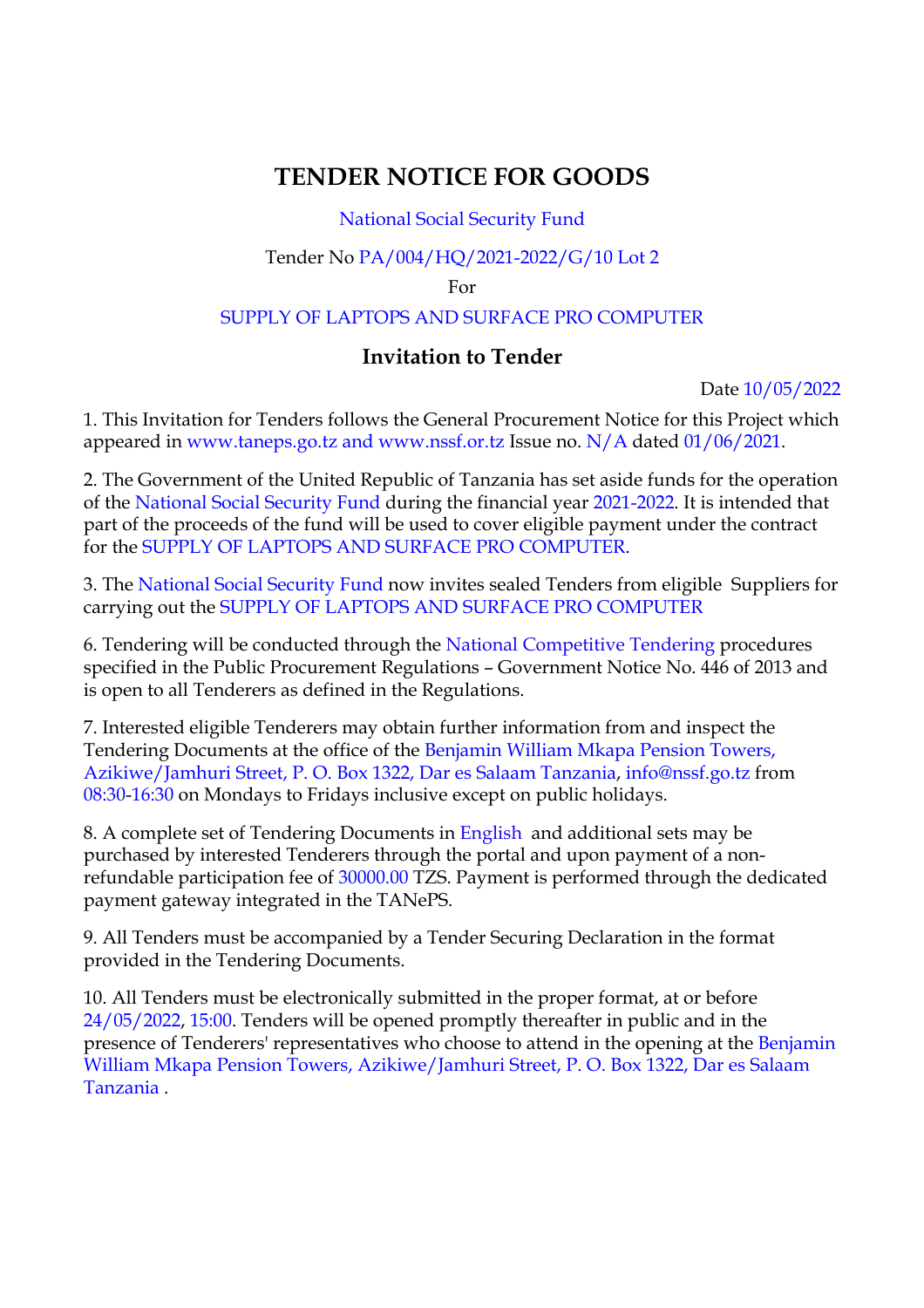# TENDER NOTICE FOR GOODS

National Social Security Fund

Tender No PA/004/HQ/2021-2022/G/10 Lot 2

For

SUPPLY OF LAPTOPS AND SURFACE PRO COMPUTER

## Invitation to Tender

Date 10/05/2022

1. This Invitation for Tenders follows the General Procurement Notice for this Project which appeared in www.taneps.go.tz and www.nssf.or.tz Issue no. N/A dated 01/06/2021.

2. The Government of the United Republic of Tanzania has set aside funds for the operation of the National Social Security Fund during the financial year 2021-2022. It is intended that part of the proceeds of the fund will be used to cover eligible payment under the contract for the SUPPLY OF LAPTOPS AND SURFACE PRO COMPUTER.

3. The National Social Security Fund now invites sealed Tenders from eligible Suppliers for carrying out the SUPPLY OF LAPTOPS AND SURFACE PRO COMPUTER

6. Tendering will be conducted through the National Competitive Tendering procedures specified in the Public Procurement Regulations – Government Notice No. 446 of 2013 and is open to all Tenderers as defined in the Regulations.

7. Interested eligible Tenderers may obtain further information from and inspect the Tendering Documents at the office of the Benjamin William Mkapa Pension Towers, Azikiwe/Jamhuri Street, P. O. Box 1322, Dar es Salaam Tanzania, info@nssf.go.tz from 08:30-16:30 on Mondays to Fridays inclusive except on public holidays.

8. A complete set of Tendering Documents in English and additional sets may be purchased by interested Tenderers through the portal and upon payment of a non-refundable participation fee of 30000.00 TZS. Payment is performed through the dedicated payment gateway integrated in the TANePS.

9. All Tenders must be accompanied by a Tender Securing Declaration in the format provided in the Tendering Documents.

10. All Tenders must be electronically submitted in the proper format, at or before 24/05/2022, 15:00. Tenders will be opened promptly thereafter in public and in the presence of Tenderers' representatives who choose to attend in the opening at the Benjamin William Mkapa Pension Towers, Azikiwe/Jamhuri Street, P. O. Box 1322, Dar es Salaam Tanzania .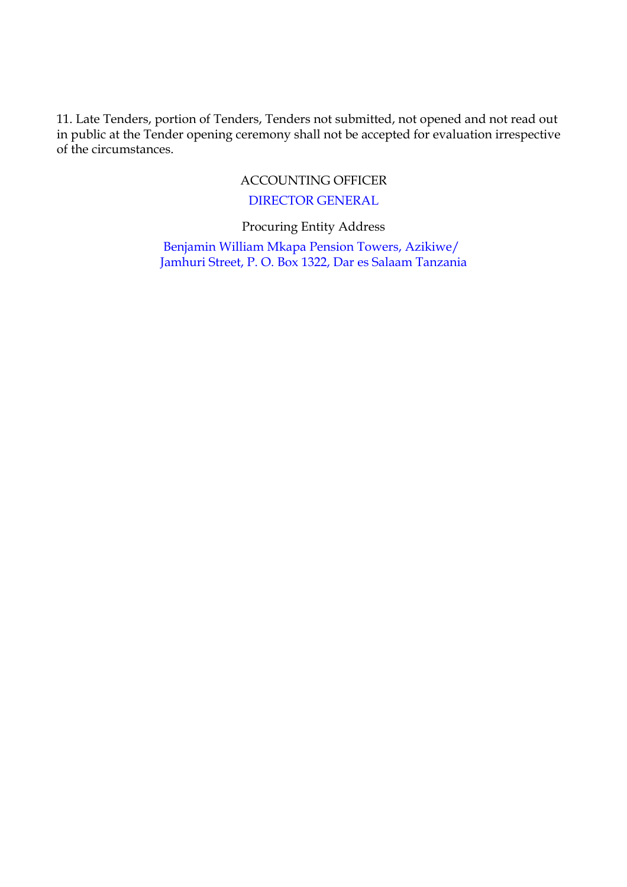11. Late Tenders, portion of Tenders, Tenders not submitted, not opened and not read out in public at the Tender opening ceremony shall not be accepted for evaluation irrespective of the circumstances.

ACCOUNTING OFFICER

DIRECTOR GENERAL

Procuring Entity Address

Benjamin William Mkapa Pension Towers, Azikiwe/ Jamhuri Street, P. O. Box 1322, Dar es Salaam Tanzania